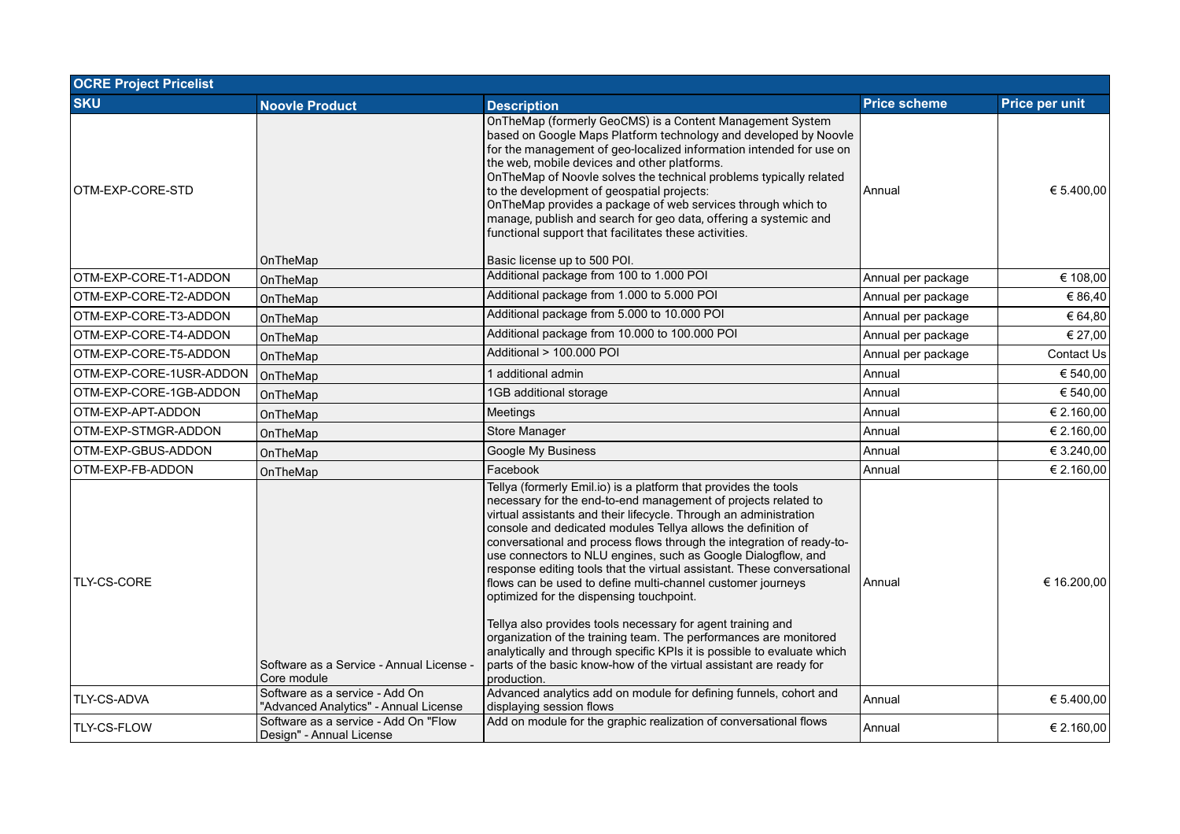| OCRE Project Pricelist | | | | |
|---|---|---|---|---|
| SKU | Noovle Product | Description | Price scheme | Price per unit |
| OTM-EXP-CORE-STD | OnTheMap | OnTheMap (formerly GeoCMS) is a Content Management System based on Google Maps Platform technology and developed by Noovle for the management of geo-localized information intended for use on the web, mobile devices and other platforms.<br>OnTheMap of Noovle solves the technical problems typically related to the development of geospatial projects:<br>OnTheMap provides a package of web services through which to manage, publish and search for geo data, offering a systemic and functional support that facilitates these activities.<br><br>Basic license up to 500 POI. | Annual | € 5.400,00 |
| OTM-EXP-CORE-T1-ADDON | OnTheMap | Additional package from 100 to 1.000 POI | Annual per package | € 108,00 |
| OTM-EXP-CORE-T2-ADDON | OnTheMap | Additional package from 1.000 to 5.000 POI | Annual per package | € 86,40 |
| OTM-EXP-CORE-T3-ADDON | OnTheMap | Additional package from 5.000 to 10.000 POI | Annual per package | € 64,80 |
| OTM-EXP-CORE-T4-ADDON | OnTheMap | Additional package from 10.000 to 100.000 POI | Annual per package | € 27,00 |
| OTM-EXP-CORE-T5-ADDON | OnTheMap | Additional > 100.000 POI | Annual per package | Contact Us |
| OTM-EXP-CORE-1USR-ADDON | OnTheMap | 1 additional admin | Annual | € 540,00 |
| OTM-EXP-CORE-1GB-ADDON | OnTheMap | 1GB additional storage | Annual | € 540,00 |
| OTM-EXP-APT-ADDON | OnTheMap | Meetings | Annual | € 2.160,00 |
| OTM-EXP-STMGR-ADDON | OnTheMap | Store Manager | Annual | € 2.160,00 |
| OTM-EXP-GBUS-ADDON | OnTheMap | Google My Business | Annual | € 3.240,00 |
| OTM-EXP-FB-ADDON | OnTheMap | Facebook | Annual | € 2.160,00 |
| TLY-CS-CORE | Software as a Service - Annual License - Core module | Tellya (formerly Emil.io) is a platform that provides the tools necessary for the end-to-end management of projects related to virtual assistants and their lifecycle. Through an administration console and dedicated modules Tellya allows the definition of conversational and process flows through the integration of ready-to-use connectors to NLU engines, such as Google Dialogflow, and response editing tools that the virtual assistant. These conversational flows can be used to define multi-channel customer journeys optimized for the dispensing touchpoint.<br><br>Tellya also provides tools necessary for agent training and organization of the training team. The performances are monitored analytically and through specific KPIs it is possible to evaluate which parts of the basic know-how of the virtual assistant are ready for production. | Annual | € 16.200,00 |
| TLY-CS-ADVA | Software as a service - Add On "Advanced Analytics" - Annual License | Advanced analytics add on module for defining funnels, cohort and displaying session flows | Annual | € 5.400,00 |
| TLY-CS-FLOW | Software as a service - Add On "Flow Design" - Annual License | Add on module for the graphic realization of conversational flows | Annual | € 2.160,00 |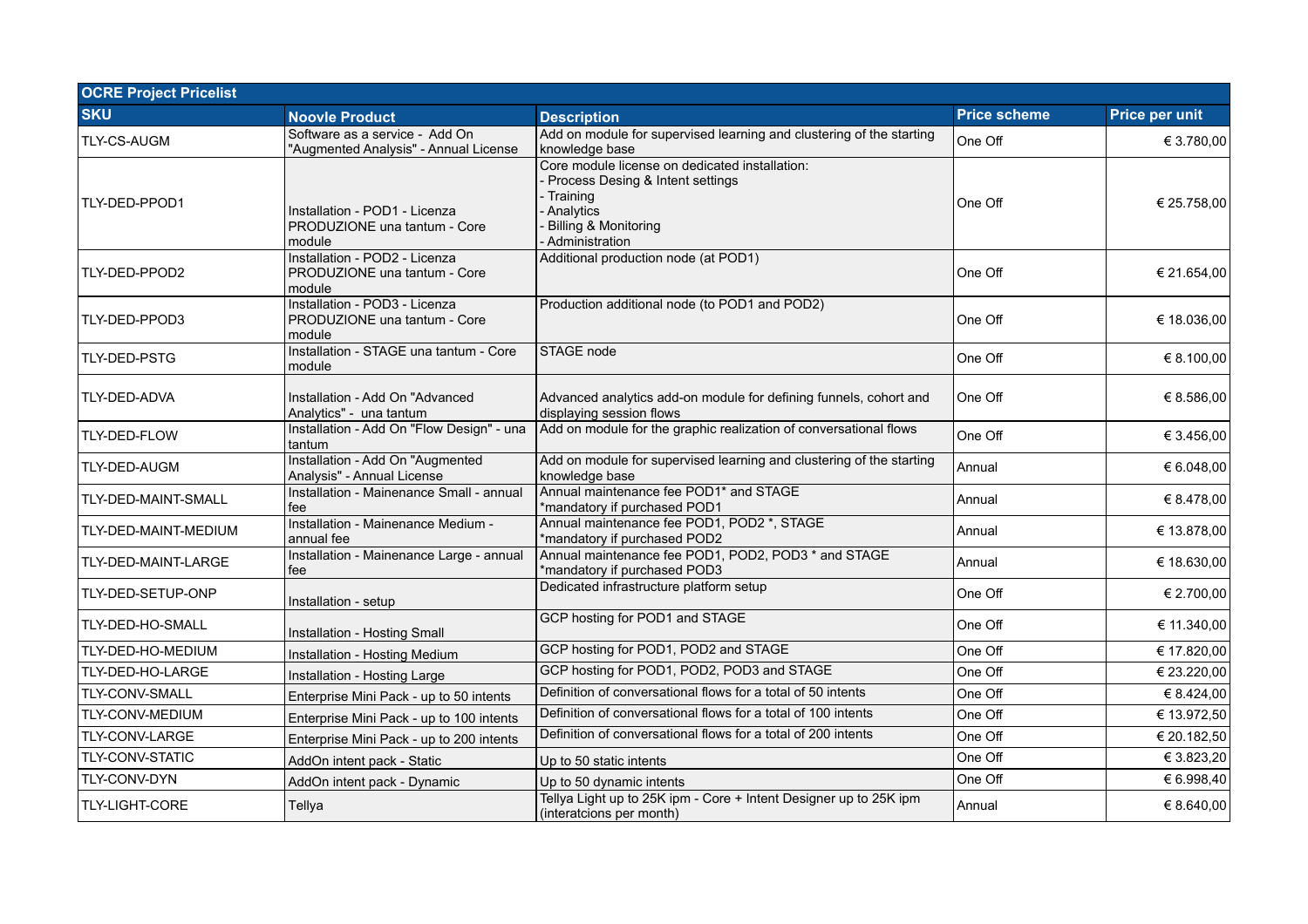| OCRE Project Pricelist | | | | |
|---|---|---|---|---|
| **SKU** | **Noovle Product** | **Description** | **Price scheme** | **Price per unit** |
| TLY-CS-AUGM | Software as a service - Add On "Augmented Analysis" - Annual License | Add on module for supervised learning and clustering of the starting knowledge base | One Off | € 3.780,00 |
| TLY-DED-PPOD1 | Installation - POD1 - Licenza PRODUZIONE una tantum - Core module | Core module license on dedicated installation:<br>- Process Desing & Intent settings<br>- Training<br>- Analytics<br>- Billing & Monitoring<br>- Administration | One Off | € 25.758,00 |
| TLY-DED-PPOD2 | Installation - POD2 - Licenza PRODUZIONE una tantum - Core module | Additional production node (at POD1) | One Off | € 21.654,00 |
| TLY-DED-PPOD3 | Installation - POD3 - Licenza PRODUZIONE una tantum - Core module | Production additional node (to POD1 and POD2) | One Off | € 18.036,00 |
| TLY-DED-PSTG | Installation - STAGE una tantum - Core module | STAGE node | One Off | € 8.100,00 |
| TLY-DED-ADVA | Installation - Add On "Advanced Analytics" - una tantum | Advanced analytics add-on module for defining funnels, cohort and displaying session flows | One Off | € 8.586,00 |
| TLY-DED-FLOW | Installation - Add On "Flow Design" - una tantum | Add on module for the graphic realization of conversational flows | One Off | € 3.456,00 |
| TLY-DED-AUGM | Installation - Add On "Augmented Analysis" - Annual License | Add on module for supervised learning and clustering of the starting knowledge base | Annual | € 6.048,00 |
| TLY-DED-MAINT-SMALL | Installation - Mainenance Small - annual fee | Annual maintenance fee POD1* and STAGE<br>*mandatory if purchased POD1 | Annual | € 8.478,00 |
| TLY-DED-MAINT-MEDIUM | Installation - Mainenance Medium - annual fee | Annual maintenance fee POD1, POD2 *, STAGE<br>*mandatory if purchased POD2 | Annual | € 13.878,00 |
| TLY-DED-MAINT-LARGE | Installation - Mainenance Large - annual fee | Annual maintenance fee POD1, POD2, POD3 * and STAGE<br>*mandatory if purchased POD3 | Annual | € 18.630,00 |
| TLY-DED-SETUP-ONP | Installation - setup | Dedicated infrastructure platform setup | One Off | € 2.700,00 |
| TLY-DED-HO-SMALL | Installation - Hosting Small | GCP hosting for POD1 and STAGE | One Off | € 11.340,00 |
| TLY-DED-HO-MEDIUM | Installation - Hosting Medium | GCP hosting for POD1, POD2 and STAGE | One Off | € 17.820,00 |
| TLY-DED-HO-LARGE | Installation - Hosting Large | GCP hosting for POD1, POD2, POD3 and STAGE | One Off | € 23.220,00 |
| TLY-CONV-SMALL | Enterprise Mini Pack - up to 50 intents | Definition of conversational flows for a total of 50 intents | One Off | € 8.424,00 |
| TLY-CONV-MEDIUM | Enterprise Mini Pack - up to 100 intents | Definition of conversational flows for a total of 100 intents | One Off | € 13.972,50 |
| TLY-CONV-LARGE | Enterprise Mini Pack - up to 200 intents | Definition of conversational flows for a total of 200 intents | One Off | € 20.182,50 |
| TLY-CONV-STATIC | AddOn intent pack - Static | Up to 50 static intents | One Off | € 3.823,20 |
| TLY-CONV-DYN | AddOn intent pack - Dynamic | Up to 50 dynamic intents | One Off | € 6.998,40 |
| TLY-LIGHT-CORE | Tellya | Tellya Light up to 25K ipm - Core + Intent Designer up to 25K ipm (interatcions per month) | Annual | € 8.640,00 |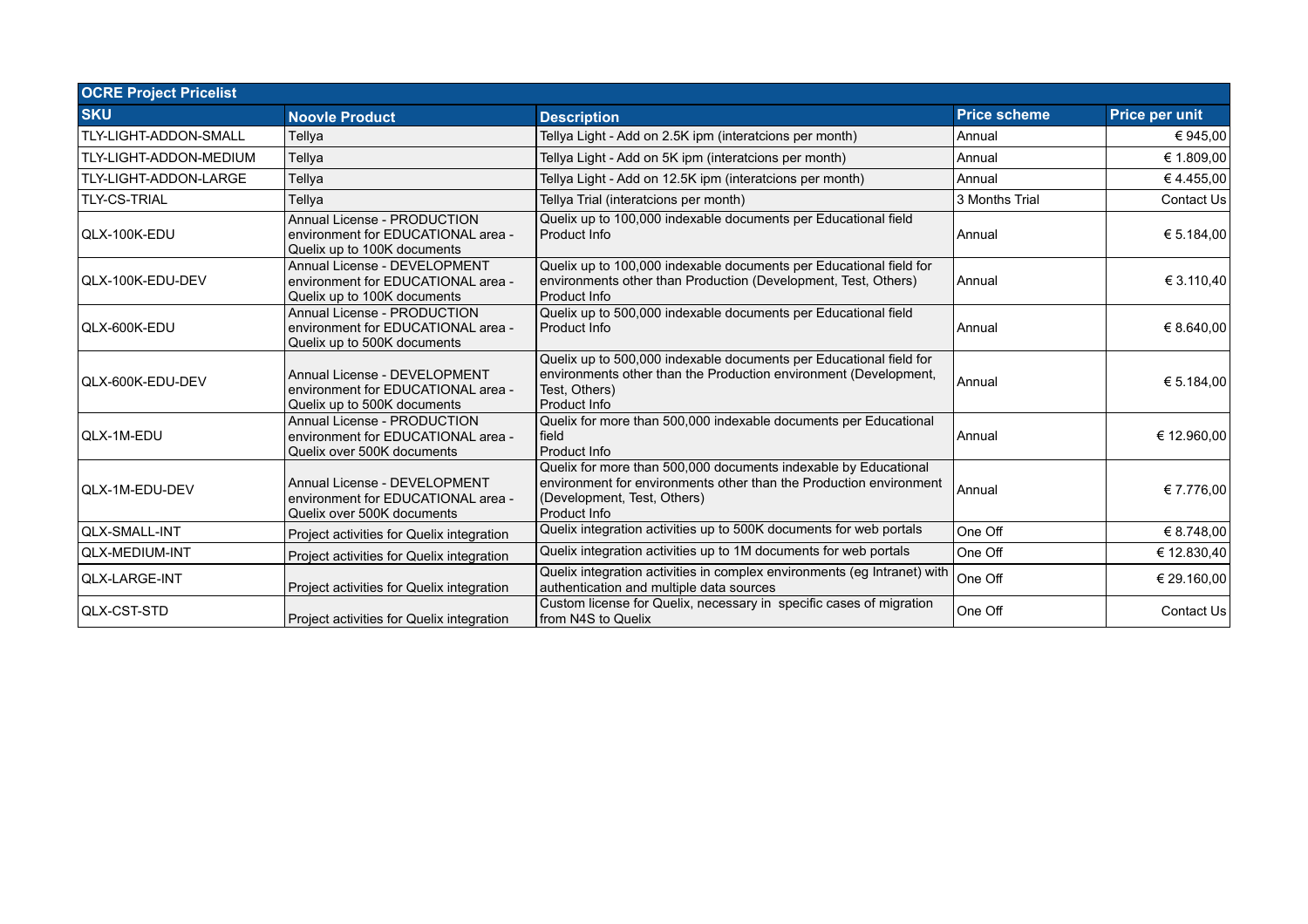| OCRE Project Pricelist | | | | |
|---|---|---|---|---|
| **SKU** | **Noovle Product** | **Description** | **Price scheme** | **Price per unit** |
| TLY-LIGHT-ADDON-SMALL | Tellya | Tellya Light - Add on 2.5K ipm (interatcions per month) | Annual | € 945,00 |
| TLY-LIGHT-ADDON-MEDIUM | Tellya | Tellya Light - Add on 5K ipm (interatcions per month) | Annual | € 1.809,00 |
| TLY-LIGHT-ADDON-LARGE | Tellya | Tellya Light - Add on 12.5K ipm (interatcions per month) | Annual | € 4.455,00 |
| TLY-CS-TRIAL | Tellya | Tellya Trial (interatcions per month) | 3 Months Trial | Contact Us |
| QLX-100K-EDU | Annual License - PRODUCTION environment for EDUCATIONAL area - Quelix up to 100K documents | Quelix up to 100,000 indexable documents per Educational field Product Info | Annual | € 5.184,00 |
| QLX-100K-EDU-DEV | Annual License - DEVELOPMENT environment for EDUCATIONAL area - Quelix up to 100K documents | Quelix up to 100,000 indexable documents per Educational field for environments other than Production (Development, Test, Others) Product Info | Annual | € 3.110,40 |
| QLX-600K-EDU | Annual License - PRODUCTION environment for EDUCATIONAL area - Quelix up to 500K documents | Quelix up to 500,000 indexable documents per Educational field Product Info | Annual | € 8.640,00 |
| QLX-600K-EDU-DEV | Annual License - DEVELOPMENT environment for EDUCATIONAL area - Quelix up to 500K documents | Quelix up to 500,000 indexable documents per Educational field for environments other than the Production environment (Development, Test, Others) Product Info | Annual | € 5.184,00 |
| QLX-1M-EDU | Annual License - PRODUCTION environment for EDUCATIONAL area - Quelix over 500K documents | Quelix for more than 500,000 indexable documents per Educational field Product Info | Annual | € 12.960,00 |
| QLX-1M-EDU-DEV | Annual License - DEVELOPMENT environment for EDUCATIONAL area - Quelix over 500K documents | Quelix for more than 500,000 documents indexable by Educational environment for environments other than the Production environment (Development, Test, Others) Product Info | Annual | € 7.776,00 |
| QLX-SMALL-INT | Project activities for Quelix integration | Quelix integration activities up to 500K documents for web portals | One Off | € 8.748,00 |
| QLX-MEDIUM-INT | Project activities for Quelix integration | Quelix integration activities up to 1M documents for web portals | One Off | € 12.830,40 |
| QLX-LARGE-INT | Project activities for Quelix integration | Quelix integration activities in complex environments (eg Intranet) with authentication and multiple data sources | One Off | € 29.160,00 |
| QLX-CST-STD | Project activities for Quelix integration | Custom license for Quelix, necessary in specific cases of migration from N4S to Quelix | One Off | Contact Us |